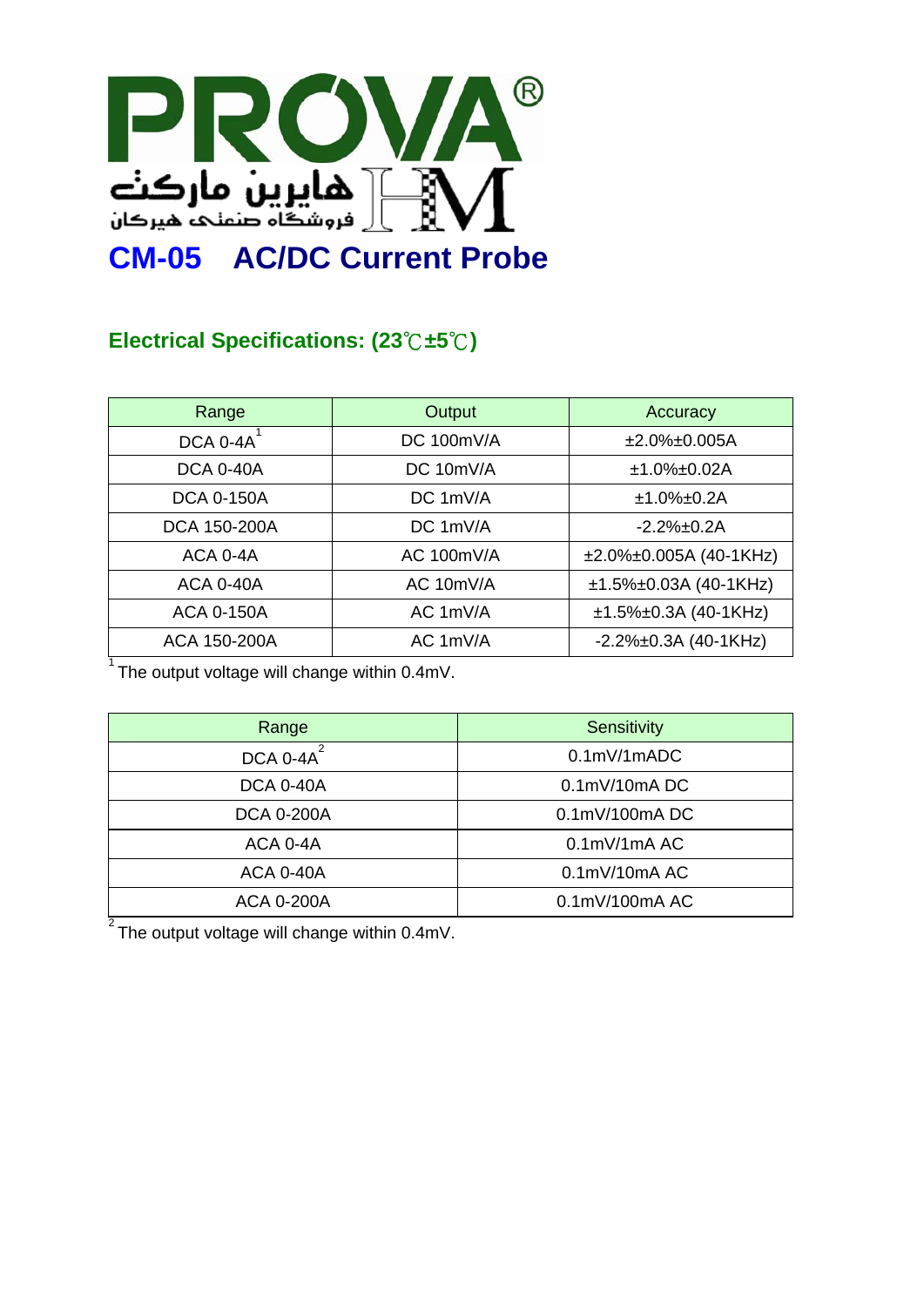PROVA®

هایرین مارکت
فروشگاه صنعتی هیرکان

# CM-05 AC/DC Current Probe

## Electrical Specifications: (23℃±5℃)

| Range | Output | Accuracy |
|---|---|---|
| DCA 0-4A[1] | DC 100mV/A | ±2.0%±0.005A |
| DCA 0-40A | DC 10mV/A | ±1.0%±0.02A |
| DCA 0-150A | DC 1mV/A | ±1.0%±0.2A |
| DCA 150-200A | DC 1mV/A | -2.2%±0.2A |
| ACA 0-4A | AC 100mV/A | ±2.0%±0.005A (40-1KHz) |
| ACA 0-40A | AC 10mV/A | ±1.5%±0.03A (40-1KHz) |
| ACA 0-150A | AC 1mV/A | ±1.5%±0.3A (40-1KHz) |
| ACA 150-200A | AC 1mV/A | -2.2%±0.3A (40-1KHz) |

[1] The output voltage will change within 0.4mV.

| Range | Sensitivity |
|---|---|
| DCA 0-4A[2] | 0.1mV/1mADC |
| DCA 0-40A | 0.1mV/10mA DC |
| DCA 0-200A | 0.1mV/100mA DC |
| ACA 0-4A | 0.1mV/1mA AC |
| ACA 0-40A | 0.1mV/10mA AC |
| ACA 0-200A | 0.1mV/100mA AC |

[2] The output voltage will change within 0.4mV.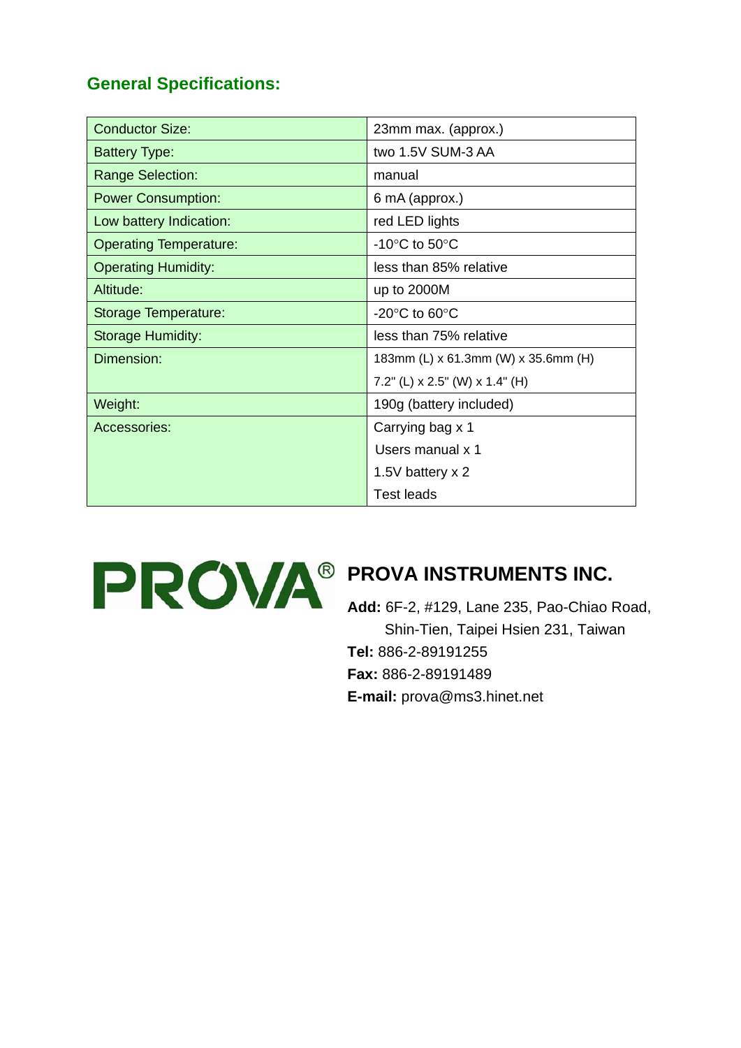## General Specifications:

| | |
|---|---|
| Conductor Size: | 23mm max. (approx.) |
| Battery Type: | two 1.5V SUM-3 AA |
| Range Selection: | manual |
| Power Consumption: | 6 mA (approx.) |
| Low battery Indication: | red LED lights |
| Operating Temperature: | -10°C to 50°C |
| Operating Humidity: | less than 85% relative |
| Altitude: | up to 2000M |
| Storage Temperature: | -20°C to 60°C |
| Storage Humidity: | less than 75% relative |
| Dimension: | 183mm (L) x 61.3mm (W) x 35.6mm (H)<br>7.2" (L) x 2.5" (W) x 1.4" (H) |
| Weight: | 190g (battery included) |
| Accessories: | Carrying bag x 1<br>Users manual x 1<br>1.5V battery x 2<br>Test leads |

PROVA®

**PROVA INSTRUMENTS INC.**

**Add:** 6F-2, #129, Lane 235, Pao-Chiao Road,
Shin-Tien, Taipei Hsien 231, Taiwan

**Tel:** 886-2-89191255

**Fax:** 886-2-89191489

**E-mail:** prova@ms3.hinet.net